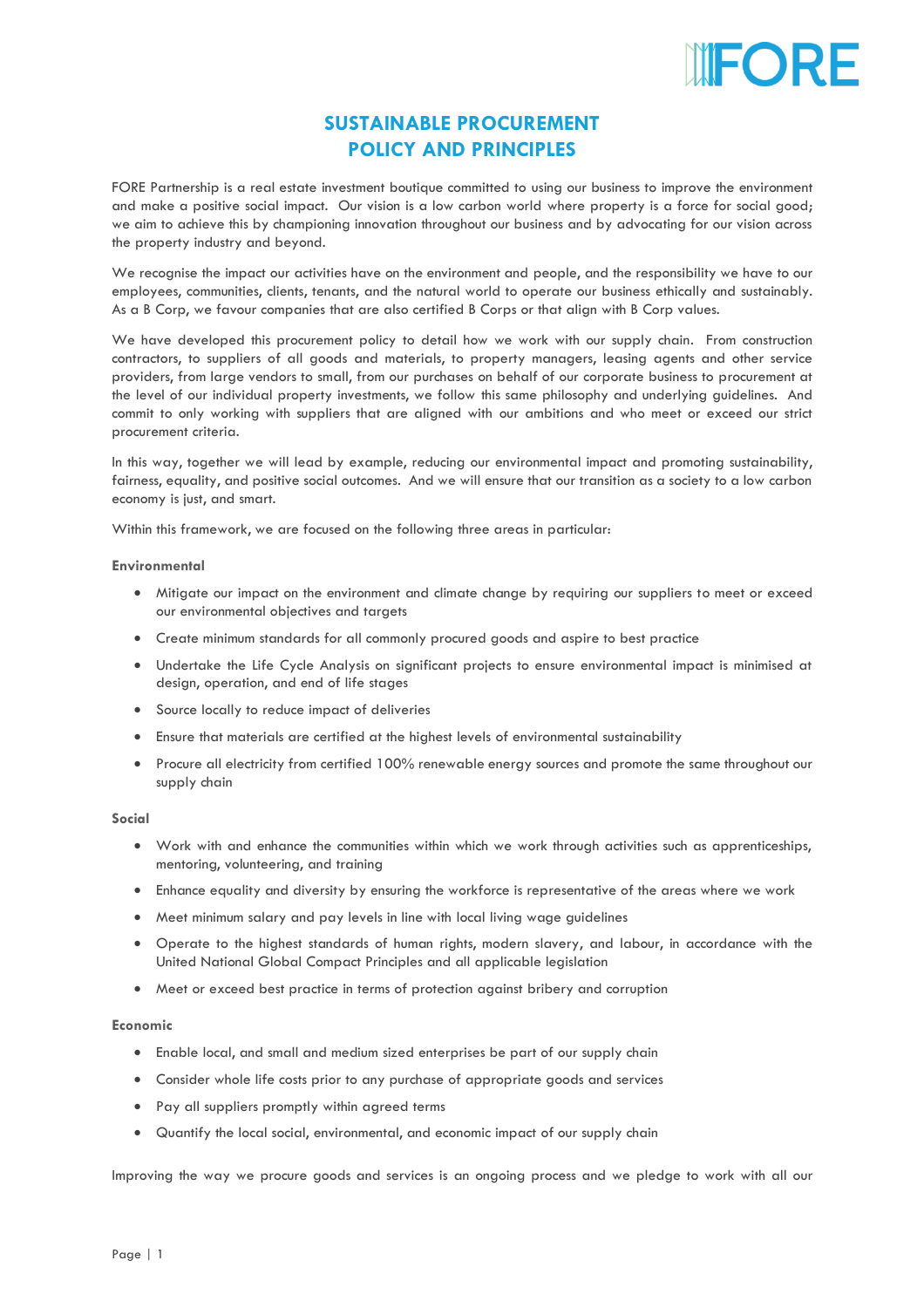# SUSTAINABLE PROCUREMENT POLICY AND PRINCIPLES

FORE Partnership is a real estate investment boutique committed to using our business to improve the environment and make a positive social impact. Our vision is a low carbon world where property is a force for social good; we aim to achieve this by championing innovation throughout our business and by advocating for our vision across the property industry and beyond.

We recognise the impact our activities have on the environment and people, and the responsibility we have to our employees, communities, clients, tenants, and the natural world to operate our business ethically and sustainably. As a B Corp, we favour companies that are also certified B Corps or that align with B Corp values.

We have developed this procurement policy to detail how we work with our supply chain. From construction contractors, to suppliers of all goods and materials, to property managers, leasing agents and other service providers, from large vendors to small, from our purchases on behalf of our corporate business to procurement at the level of our individual property investments, we follow this same philosophy and underlying guidelines. And commit to only working with suppliers that are aligned with our ambitions and who meet or exceed our strict procurement criteria.

In this way, together we will lead by example, reducing our environmental impact and promoting sustainability, fairness, equality, and positive social outcomes. And we will ensure that our transition as a society to a low carbon economy is just, and smart.

Within this framework, we are focused on the following three areas in particular:

**Environmental**

- Mitigate our impact on the environment and climate change by requiring our suppliers to meet or exceed our environmental objectives and targets
- Create minimum standards for all commonly procured goods and aspire to best practice
- Undertake the Life Cycle Analysis on significant projects to ensure environmental impact is minimised at design, operation, and end of life stages
- Source locally to reduce impact of deliveries
- Ensure that materials are certified at the highest levels of environmental sustainability
- Procure all electricity from certified 100% renewable energy sources and promote the same throughout our supply chain

**Social**

- Work with and enhance the communities within which we work through activities such as apprenticeships, mentoring, volunteering, and training
- Enhance equality and diversity by ensuring the workforce is representative of the areas where we work
- Meet minimum salary and pay levels in line with local living wage guidelines
- Operate to the highest standards of human rights, modern slavery, and labour, in accordance with the United National Global Compact Principles and all applicable legislation
- Meet or exceed best practice in terms of protection against bribery and corruption

**Economic**

- Enable local, and small and medium sized enterprises be part of our supply chain
- Consider whole life costs prior to any purchase of appropriate goods and services
- Pay all suppliers promptly within agreed terms
- Quantify the local social, environmental, and economic impact of our supply chain

Improving the way we procure goods and services is an ongoing process and we pledge to work with all our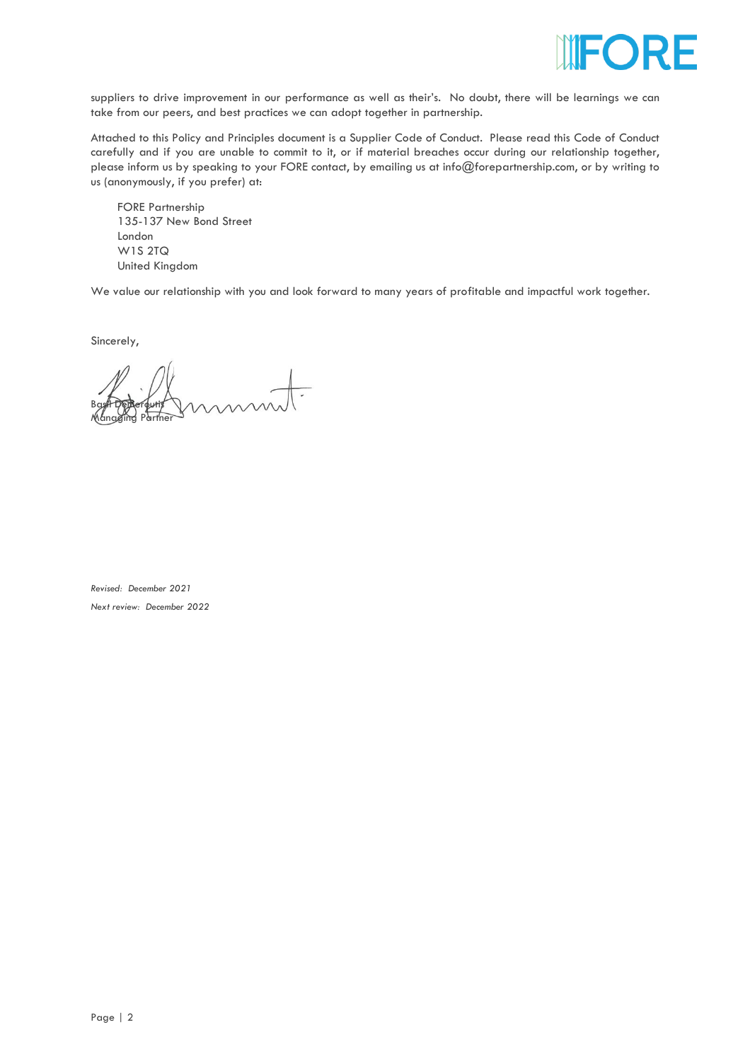suppliers to drive improvement in our performance as well as their's. No doubt, there will be learnings we can take from our peers, and best practices we can adopt together in partnership.

Attached to this Policy and Principles document is a Supplier Code of Conduct. Please read this Code of Conduct carefully and if you are unable to commit to it, or if material breaches occur during our relationship together, please inform us by speaking to your FORE contact, by emailing us at info@forepartnership.com, or by writing to us (anonymously, if you prefer) at:

FORE Partnership  
135-137 New Bond Street  
London  
W1S 2TQ  
United Kingdom

We value our relationship with you and look forward to many years of profitable and impactful work together.

Sincerely,

Basil Demeroutis  
Managing Partner

*Revised: December 2021*

*Next review: December 2022*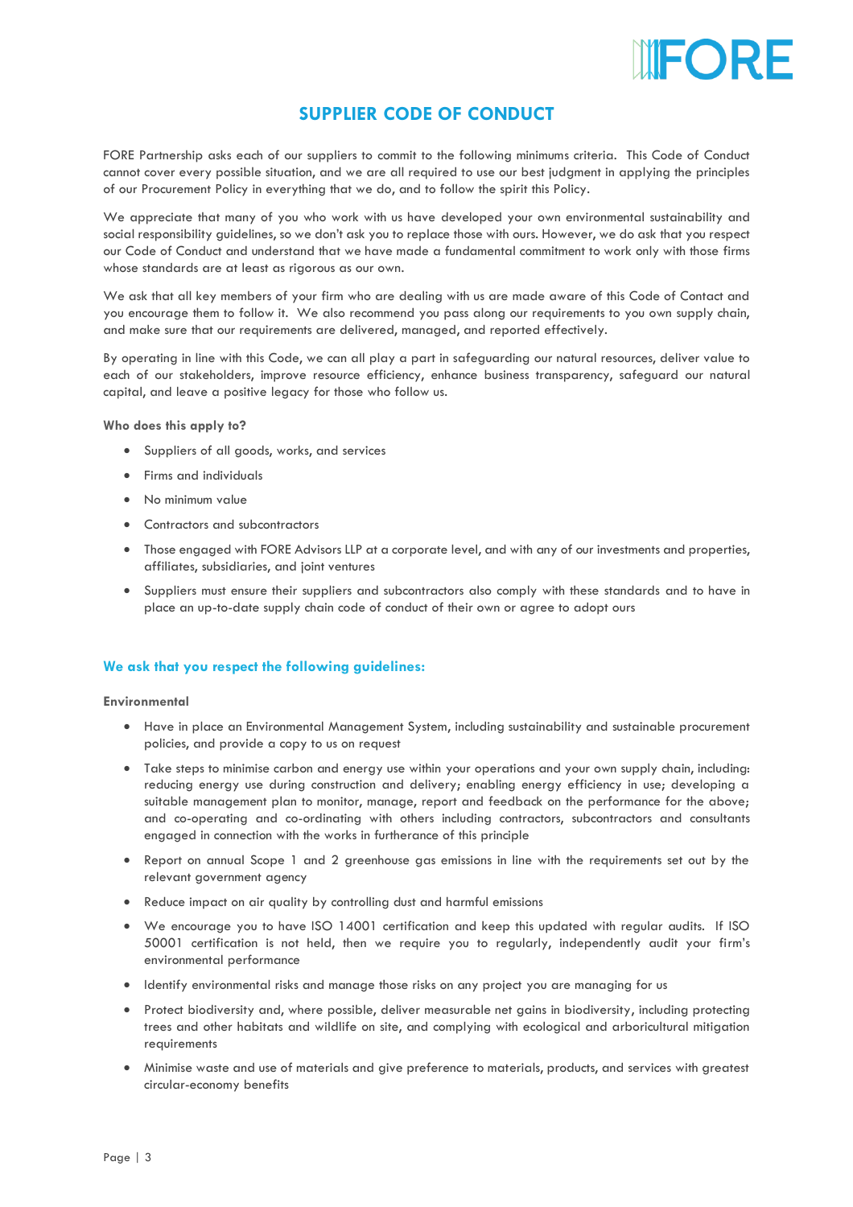# SUPPLIER CODE OF CONDUCT

FORE Partnership asks each of our suppliers to commit to the following minimums criteria. This Code of Conduct cannot cover every possible situation, and we are all required to use our best judgment in applying the principles of our Procurement Policy in everything that we do, and to follow the spirit this Policy.

We appreciate that many of you who work with us have developed your own environmental sustainability and social responsibility guidelines, so we don't ask you to replace those with ours. However, we do ask that you respect our Code of Conduct and understand that we have made a fundamental commitment to work only with those firms whose standards are at least as rigorous as our own.

We ask that all key members of your firm who are dealing with us are made aware of this Code of Contact and you encourage them to follow it. We also recommend you pass along our requirements to you own supply chain, and make sure that our requirements are delivered, managed, and reported effectively.

By operating in line with this Code, we can all play a part in safeguarding our natural resources, deliver value to each of our stakeholders, improve resource efficiency, enhance business transparency, safeguard our natural capital, and leave a positive legacy for those who follow us.

**Who does this apply to?**

- Suppliers of all goods, works, and services
- Firms and individuals
- No minimum value
- Contractors and subcontractors
- Those engaged with FORE Advisors LLP at a corporate level, and with any of our investments and properties, affiliates, subsidiaries, and joint ventures
- Suppliers must ensure their suppliers and subcontractors also comply with these standards and to have in place an up-to-date supply chain code of conduct of their own or agree to adopt ours

## We ask that you respect the following guidelines:

**Environmental**

- Have in place an Environmental Management System, including sustainability and sustainable procurement policies, and provide a copy to us on request
- Take steps to minimise carbon and energy use within your operations and your own supply chain, including: reducing energy use during construction and delivery; enabling energy efficiency in use; developing a suitable management plan to monitor, manage, report and feedback on the performance for the above; and co-operating and co-ordinating with others including contractors, subcontractors and consultants engaged in connection with the works in furtherance of this principle
- Report on annual Scope 1 and 2 greenhouse gas emissions in line with the requirements set out by the relevant government agency
- Reduce impact on air quality by controlling dust and harmful emissions
- We encourage you to have ISO 14001 certification and keep this updated with regular audits. If ISO 50001 certification is not held, then we require you to regularly, independently audit your firm's environmental performance
- Identify environmental risks and manage those risks on any project you are managing for us
- Protect biodiversity and, where possible, deliver measurable net gains in biodiversity, including protecting trees and other habitats and wildlife on site, and complying with ecological and arboricultural mitigation requirements
- Minimise waste and use of materials and give preference to materials, products, and services with greatest circular-economy benefits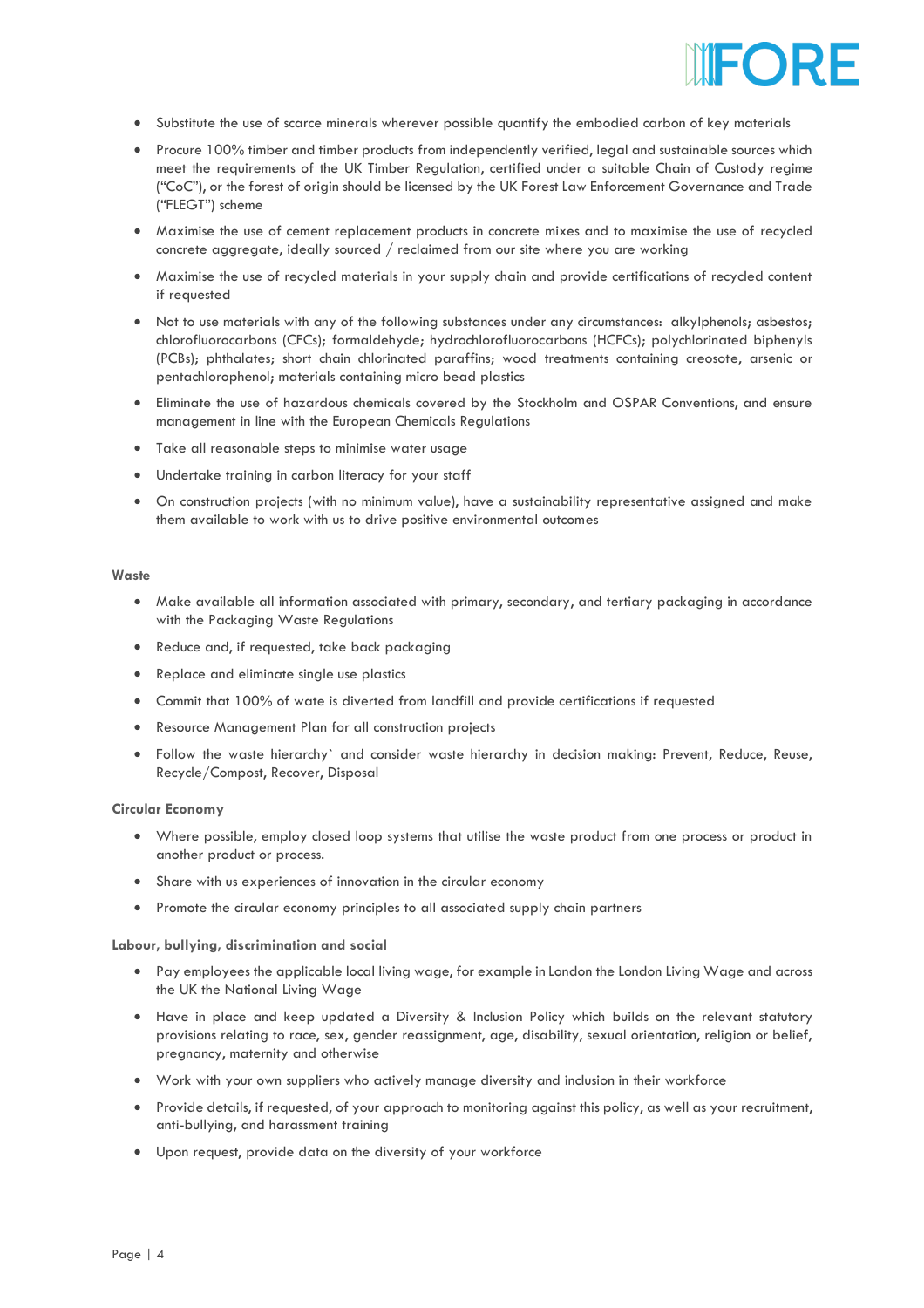- Substitute the use of scarce minerals wherever possible quantify the embodied carbon of key materials
- Procure 100% timber and timber products from independently verified, legal and sustainable sources which meet the requirements of the UK Timber Regulation, certified under a suitable Chain of Custody regime ("CoC"), or the forest of origin should be licensed by the UK Forest Law Enforcement Governance and Trade ("FLEGT") scheme
- Maximise the use of cement replacement products in concrete mixes and to maximise the use of recycled concrete aggregate, ideally sourced / reclaimed from our site where you are working
- Maximise the use of recycled materials in your supply chain and provide certifications of recycled content if requested
- Not to use materials with any of the following substances under any circumstances: alkylphenols; asbestos; chlorofluorocarbons (CFCs); formaldehyde; hydrochlorofluorocarbons (HCFCs); polychlorinated biphenyls (PCBs); phthalates; short chain chlorinated paraffins; wood treatments containing creosote, arsenic or pentachlorophenol; materials containing micro bead plastics
- Eliminate the use of hazardous chemicals covered by the Stockholm and OSPAR Conventions, and ensure management in line with the European Chemicals Regulations
- Take all reasonable steps to minimise water usage
- Undertake training in carbon literacy for your staff
- On construction projects (with no minimum value), have a sustainability representative assigned and make them available to work with us to drive positive environmental outcomes

**Waste**

- Make available all information associated with primary, secondary, and tertiary packaging in accordance with the Packaging Waste Regulations
- Reduce and, if requested, take back packaging
- Replace and eliminate single use plastics
- Commit that 100% of wate is diverted from landfill and provide certifications if requested
- Resource Management Plan for all construction projects
- Follow the waste hierarchy` and consider waste hierarchy in decision making: Prevent, Reduce, Reuse, Recycle/Compost, Recover, Disposal

**Circular Economy**

- Where possible, employ closed loop systems that utilise the waste product from one process or product in another product or process.
- Share with us experiences of innovation in the circular economy
- Promote the circular economy principles to all associated supply chain partners

**Labour, bullying, discrimination and social**

- Pay employees the applicable local living wage, for example in London the London Living Wage and across the UK the National Living Wage
- Have in place and keep updated a Diversity & Inclusion Policy which builds on the relevant statutory provisions relating to race, sex, gender reassignment, age, disability, sexual orientation, religion or belief, pregnancy, maternity and otherwise
- Work with your own suppliers who actively manage diversity and inclusion in their workforce
- Provide details, if requested, of your approach to monitoring against this policy, as well as your recruitment, anti-bullying, and harassment training
- Upon request, provide data on the diversity of your workforce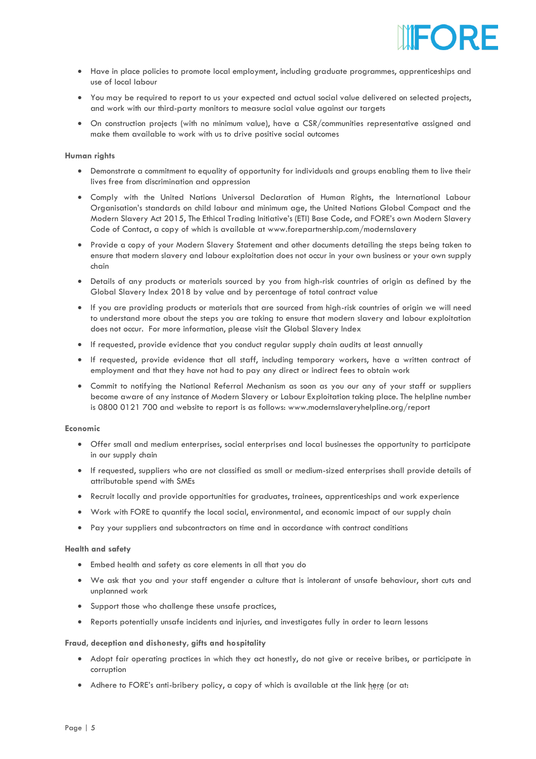- Have in place policies to promote local employment, including graduate programmes, apprenticeships and use of local labour
- You may be required to report to us your expected and actual social value delivered on selected projects, and work with our third-party monitors to measure social value against our targets
- On construction projects (with no minimum value), have a CSR/communities representative assigned and make them available to work with us to drive positive social outcomes

**Human rights**

- Demonstrate a commitment to equality of opportunity for individuals and groups enabling them to live their lives free from discrimination and oppression
- Comply with the United Nations Universal Declaration of Human Rights, the International Labour Organisation's standards on child labour and minimum age, the United Nations Global Compact and the Modern Slavery Act 2015, The Ethical Trading Initiative's (ETI) Base Code, and FORE's own Modern Slavery Code of Contact, a copy of which is available at www.forepartnership.com/modernslavery
- Provide a copy of your Modern Slavery Statement and other documents detailing the steps being taken to ensure that modern slavery and labour exploitation does not occur in your own business or your own supply chain
- Details of any products or materials sourced by you from high-risk countries of origin as defined by the Global Slavery Index 2018 by value and by percentage of total contract value
- If you are providing products or materials that are sourced from high-risk countries of origin we will need to understand more about the steps you are taking to ensure that modern slavery and labour exploitation does not occur. For more information, please visit the Global Slavery Index
- If requested, provide evidence that you conduct regular supply chain audits at least annually
- If requested, provide evidence that all staff, including temporary workers, have a written contract of employment and that they have not had to pay any direct or indirect fees to obtain work
- Commit to notifying the National Referral Mechanism as soon as you our any of your staff or suppliers become aware of any instance of Modern Slavery or Labour Exploitation taking place. The helpline number is 0800 0121 700 and website to report is as follows: www.modernslaveryhelpline.org/report

**Economic**

- Offer small and medium enterprises, social enterprises and local businesses the opportunity to participate in our supply chain
- If requested, suppliers who are not classified as small or medium-sized enterprises shall provide details of attributable spend with SMEs
- Recruit locally and provide opportunities for graduates, trainees, apprenticeships and work experience
- Work with FORE to quantify the local social, environmental, and economic impact of our supply chain
- Pay your suppliers and subcontractors on time and in accordance with contract conditions

**Health and safety**

- Embed health and safety as core elements in all that you do
- We ask that you and your staff engender a culture that is intolerant of unsafe behaviour, short cuts and unplanned work
- Support those who challenge these unsafe practices,
- Reports potentially unsafe incidents and injuries, and investigates fully in order to learn lessons

**Fraud, deception and dishonesty, gifts and hospitality**

- Adopt fair operating practices in which they act honestly, do not give or receive bribes, or participate in corruption
- Adhere to FORE's anti-bribery policy, a copy of which is available at the link here (or at: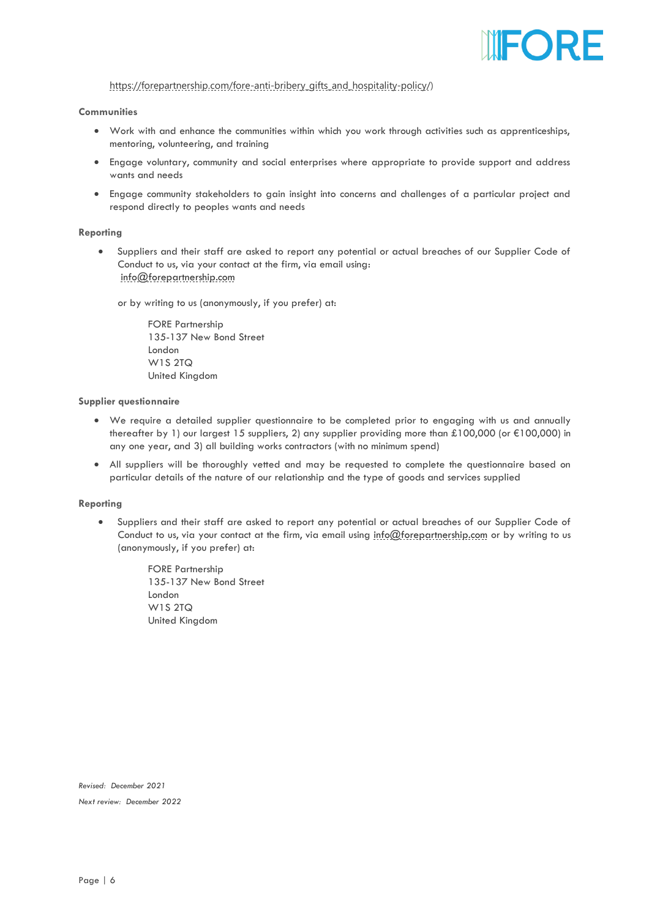https://forepartnership.com/fore-anti-bribery_gifts_and_hospitality-policy/)

**Communities**

- Work with and enhance the communities within which you work through activities such as apprenticeships, mentoring, volunteering, and training
- Engage voluntary, community and social enterprises where appropriate to provide support and address wants and needs
- Engage community stakeholders to gain insight into concerns and challenges of a particular project and respond directly to peoples wants and needs

**Reporting**

- Suppliers and their staff are asked to report any potential or actual breaches of our Supplier Code of Conduct to us, via your contact at the firm, via email using: info@forepartnership.com

  or by writing to us (anonymously, if you prefer) at:

  FORE Partnership
  135-137 New Bond Street
  London
  W1S 2TQ
  United Kingdom

**Supplier questionnaire**

- We require a detailed supplier questionnaire to be completed prior to engaging with us and annually thereafter by 1) our largest 15 suppliers, 2) any supplier providing more than £100,000 (or €100,000) in any one year, and 3) all building works contractors (with no minimum spend)
- All suppliers will be thoroughly vetted and may be requested to complete the questionnaire based on particular details of the nature of our relationship and the type of goods and services supplied

**Reporting**

- Suppliers and their staff are asked to report any potential or actual breaches of our Supplier Code of Conduct to us, via your contact at the firm, via email using info@forepartnership.com or by writing to us (anonymously, if you prefer) at:

  FORE Partnership
  135-137 New Bond Street
  London
  W1S 2TQ
  United Kingdom

*Revised: December 2021*

*Next review: December 2022*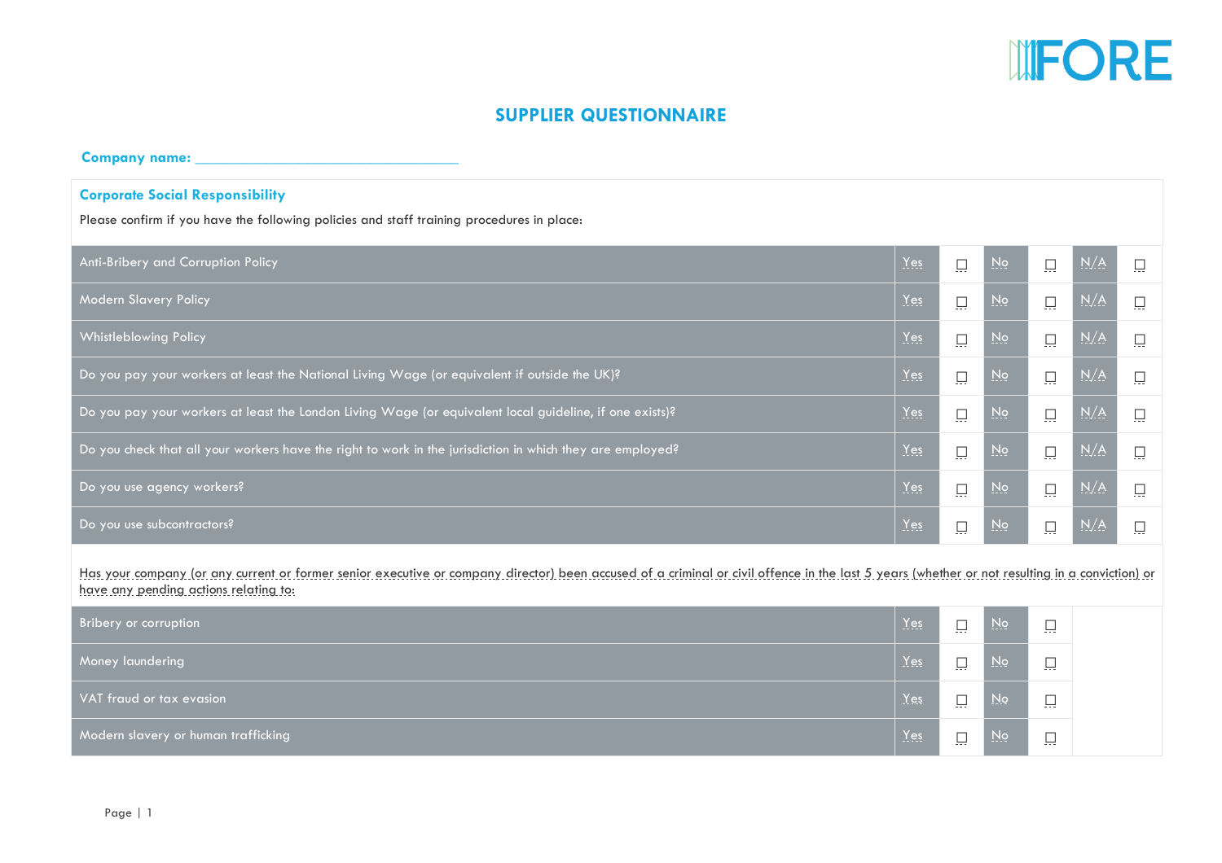FORE

# SUPPLIER QUESTIONNAIRE

**Company name:** ________________________________

## Corporate Social Responsibility

Please confirm if you have the following policies and staff training procedures in place:

| | | | | | | |
|---|---|---|---|---|---|---|
| Anti-Bribery and Corruption Policy | Yes | ☐ | No | ☐ | N/A | ☐ |
| Modern Slavery Policy | Yes | ☐ | No | ☐ | N/A | ☐ |
| Whistleblowing Policy | Yes | ☐ | No | ☐ | N/A | ☐ |
| Do you pay your workers at least the National Living Wage (or equivalent if outside the UK)? | Yes | ☐ | No | ☐ | N/A | ☐ |
| Do you pay your workers at least the London Living Wage (or equivalent local guideline, if one exists)? | Yes | ☐ | No | ☐ | N/A | ☐ |
| Do you check that all your workers have the right to work in the jurisdiction in which they are employed? | Yes | ☐ | No | ☐ | N/A | ☐ |
| Do you use agency workers? | Yes | ☐ | No | ☐ | N/A | ☐ |
| Do you use subcontractors? | Yes | ☐ | No | ☐ | N/A | ☐ |

Has your company (or any current or former senior executive or company director) been accused of a criminal or civil offence in the last 5 years (whether or not resulting in a conviction) or have any pending actions relating to:

| | | | | |
|---|---|---|---|---|
| Bribery or corruption | Yes | ☐ | No | ☐ |
| Money laundering | Yes | ☐ | No | ☐ |
| VAT fraud or tax evasion | Yes | ☐ | No | ☐ |
| Modern slavery or human trafficking | Yes | ☐ | No | ☐ |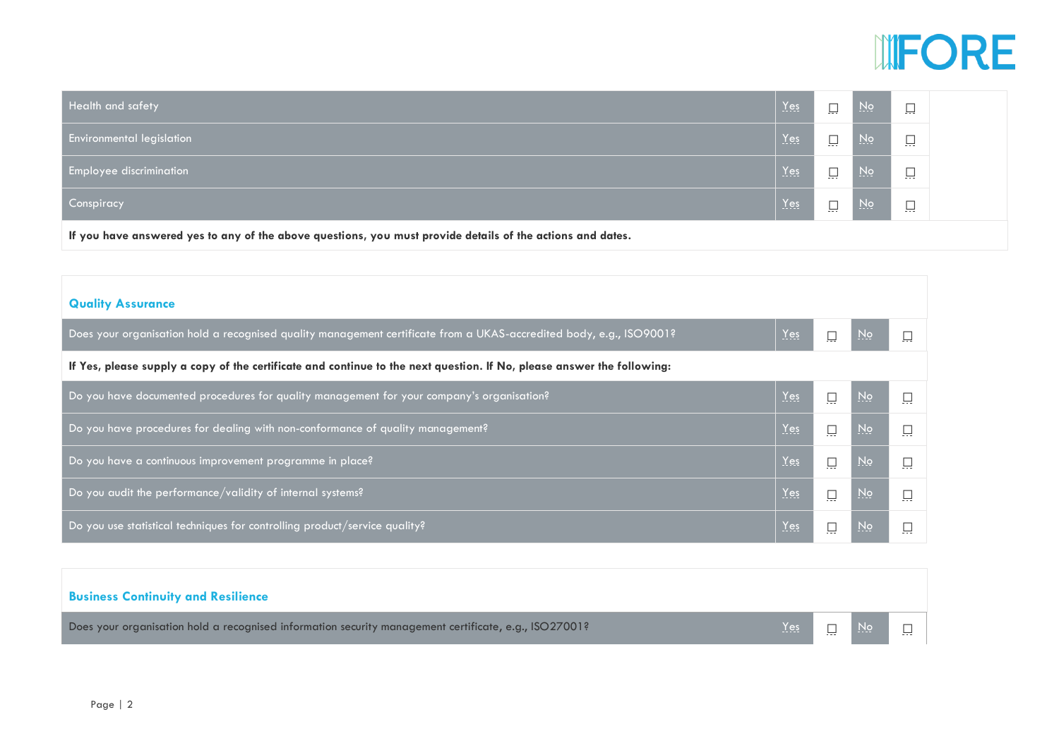| | | | | |
|---|---|---|---|---|
| Health and safety | Yes | ☐ | No | ☐ |
| Environmental legislation | Yes | ☐ | No | ☐ |
| Employee discrimination | Yes | ☐ | No | ☐ |
| Conspiracy | Yes | ☐ | No | ☐ |

**If you have answered yes to any of the above questions, you must provide details of the actions and dates.**

## Quality Assurance

| | | | | |
|---|---|---|---|---|
| Does your organisation hold a recognised quality management certificate from a UKAS-accredited body, e.g., ISO9001? | Yes | ☐ | No | ☐ |
| **If Yes, please supply a copy of the certificate and continue to the next question. If No, please answer the following:** | | | | |
| Do you have documented procedures for quality management for your company's organisation? | Yes | ☐ | No | ☐ |
| Do you have procedures for dealing with non-conformance of quality management? | Yes | ☐ | No | ☐ |
| Do you have a continuous improvement programme in place? | Yes | ☐ | No | ☐ |
| Do you audit the performance/validity of internal systems? | Yes | ☐ | No | ☐ |
| Do you use statistical techniques for controlling product/service quality? | Yes | ☐ | No | ☐ |

## Business Continuity and Resilience

| | | | | |
|---|---|---|---|---|
| Does your organisation hold a recognised information security management certificate, e.g., ISO27001? | Yes | ☐ | No | ☐ |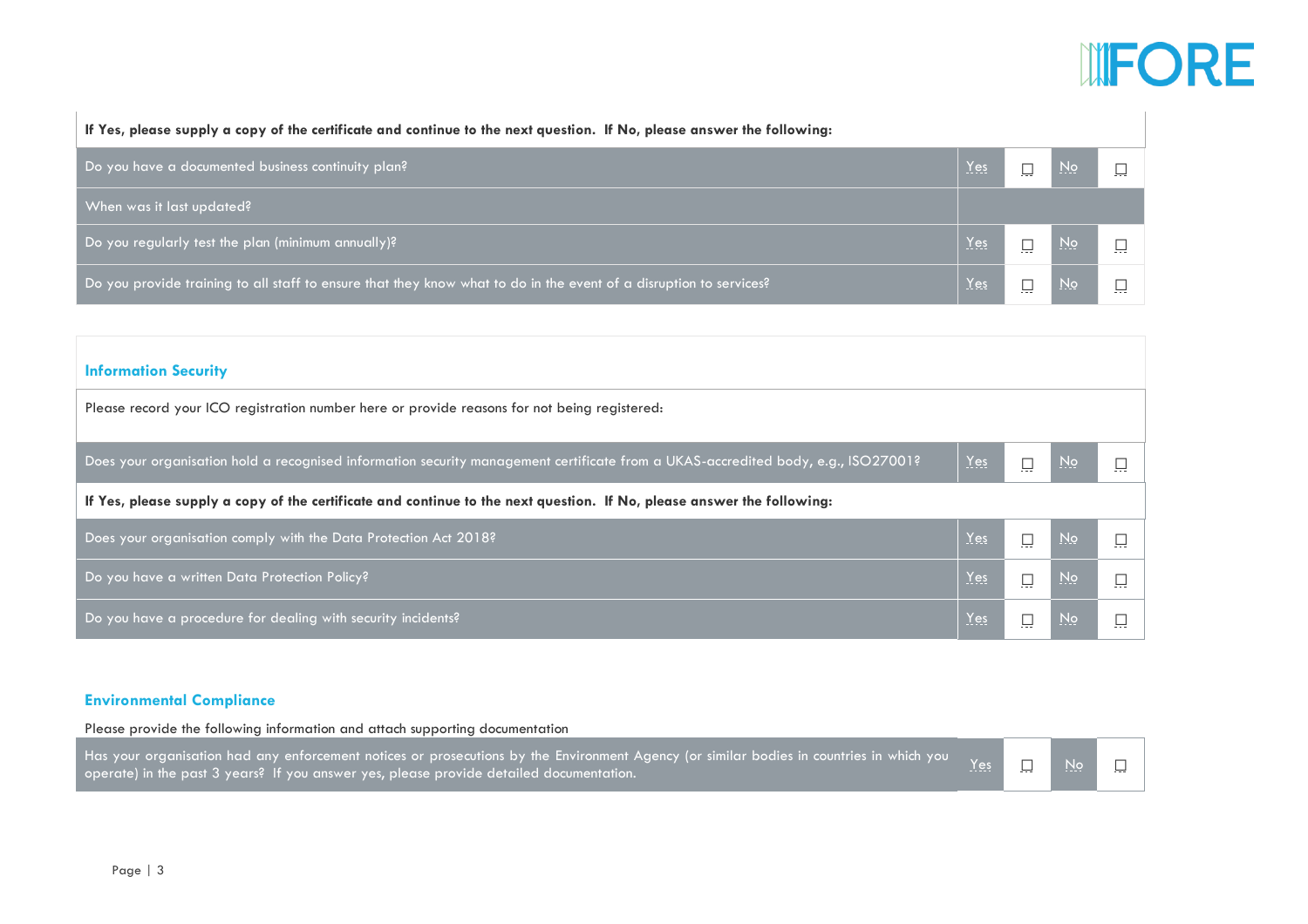| If Yes, please supply a copy of the certificate and continue to the next question. If No, please answer the following: | | | | |
|---|---|---|---|---|
| Do you have a documented business continuity plan? | Yes | ☐ | No | ☐ |
| When was it last updated? | | | | |
| Do you regularly test the plan (minimum annually)? | Yes | ☐ | No | ☐ |
| Do you provide training to all staff to ensure that they know what to do in the event of a disruption to services? | Yes | ☐ | No | ☐ |

## Information Security

| Please record your ICO registration number here or provide reasons for not being registered: | | | | |
|---|---|---|---|---|
| Does your organisation hold a recognised information security management certificate from a UKAS-accredited body, e.g., ISO27001? | Yes | ☐ | No | ☐ |
| **If Yes, please supply a copy of the certificate and continue to the next question. If No, please answer the following:** | | | | |
| Does your organisation comply with the Data Protection Act 2018? | Yes | ☐ | No | ☐ |
| Do you have a written Data Protection Policy? | Yes | ☐ | No | ☐ |
| Do you have a procedure for dealing with security incidents? | Yes | ☐ | No | ☐ |

## Environmental Compliance

Please provide the following information and attach supporting documentation

| Question | | | | |
|---|---|---|---|---|
| Has your organisation had any enforcement notices or prosecutions by the Environment Agency (or similar bodies in countries in which you operate) in the past 3 years? If you answer yes, please provide detailed documentation. | Yes | ☐ | No | ☐ |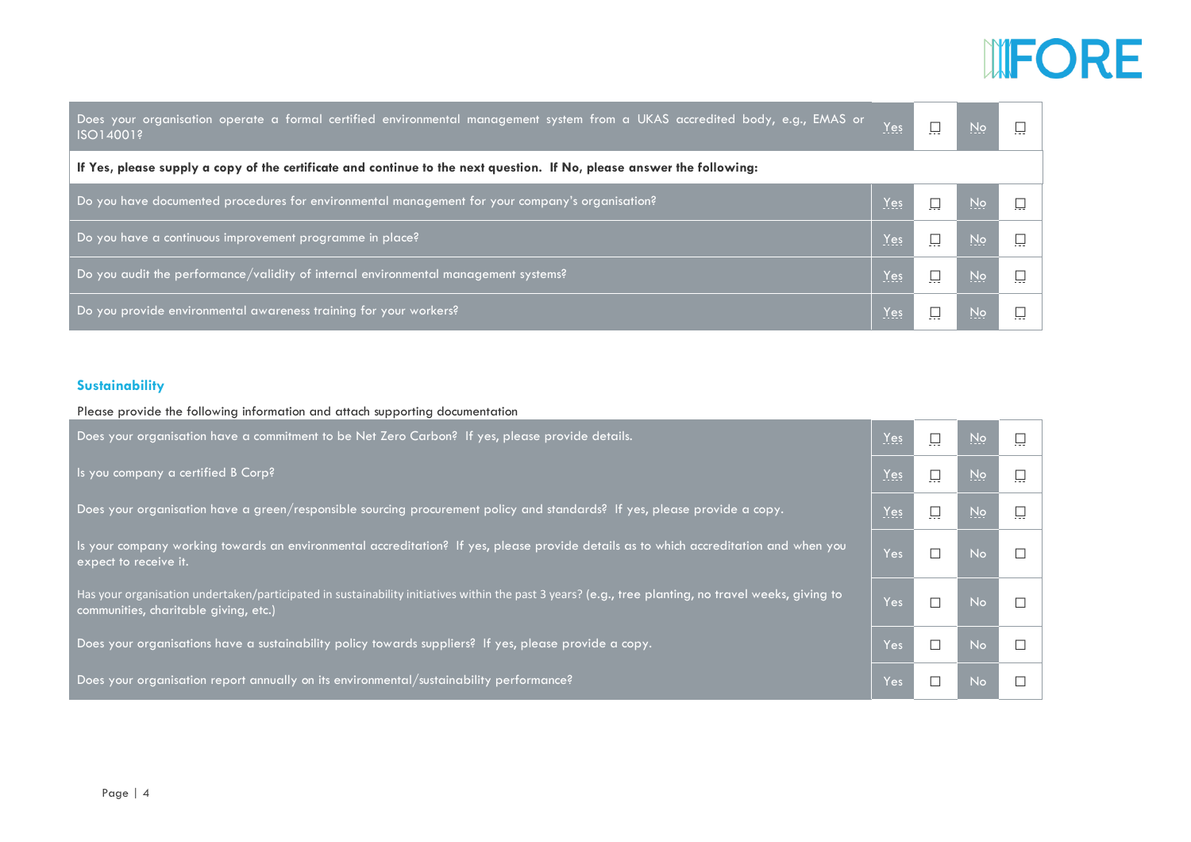| Does your organisation operate a formal certified environmental management system from a UKAS accredited body, e.g., EMAS or ISO14001? | Yes | ☐ | No | ☐ |
|---|---|---|---|---|
| **If Yes, please supply a copy of the certificate and continue to the next question. If No, please answer the following:** | | | | |
| Do you have documented procedures for environmental management for your company's organisation? | Yes | ☐ | No | ☐ |
| Do you have a continuous improvement programme in place? | Yes | ☐ | No | ☐ |
| Do you audit the performance/validity of internal environmental management systems? | Yes | ☐ | No | ☐ |
| Do you provide environmental awareness training for your workers? | Yes | ☐ | No | ☐ |

## Sustainability

Please provide the following information and attach supporting documentation

| Does your organisation have a commitment to be Net Zero Carbon? If yes, please provide details. | Yes | ☐ | No | ☐ |
|---|---|---|---|---|
| Is you company a certified B Corp? | Yes | ☐ | No | ☐ |
| Does your organisation have a green/responsible sourcing procurement policy and standards? If yes, please provide a copy. | Yes | ☐ | No | ☐ |
| Is your company working towards an environmental accreditation? If yes, please provide details as to which accreditation and when you expect to receive it. | Yes | ☐ | No | ☐ |
| Has your organisation undertaken/participated in sustainability initiatives within the past 3 years? (e.g., tree planting, no travel weeks, giving to communities, charitable giving, etc.) | Yes | ☐ | No | ☐ |
| Does your organisations have a sustainability policy towards suppliers? If yes, please provide a copy. | Yes | ☐ | No | ☐ |
| Does your organisation report annually on its environmental/sustainability performance? | Yes | ☐ | No | ☐ |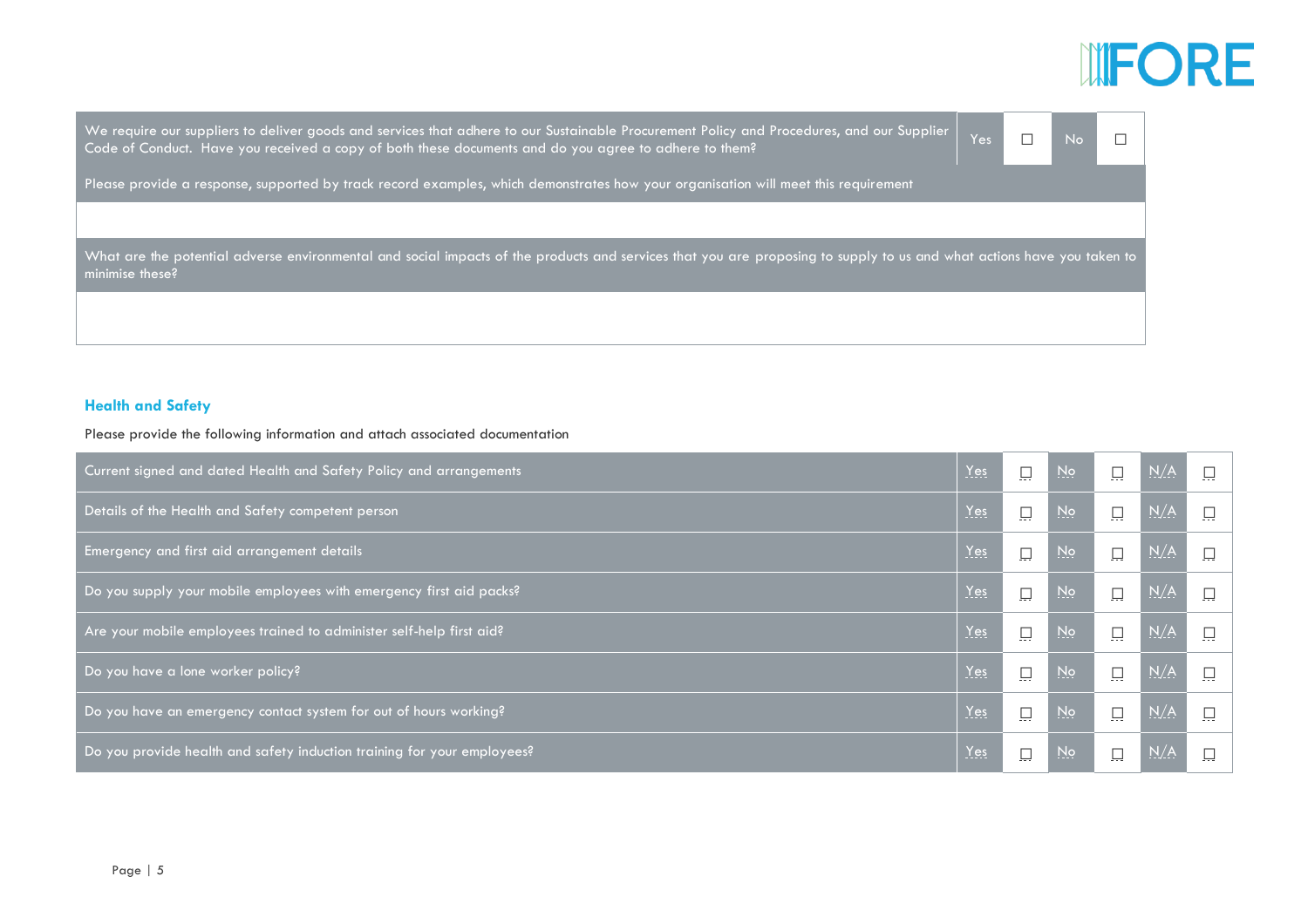| We require our suppliers to deliver goods and services that adhere to our Sustainable Procurement Policy and Procedures, and our Supplier Code of Conduct. Have you received a copy of both these documents and do you agree to adhere to them? | Yes | ☐ | No | ☐ |
|---|---|---|---|---|
| Please provide a response, supported by track record examples, which demonstrates how your organisation will meet this requirement | | | | |
| | | | | |
| What are the potential adverse environmental and social impacts of the products and services that you are proposing to supply to us and what actions have you taken to minimise these? | | | | |
| | | | | |

### Health and Safety

Please provide the following information and attach associated documentation

| | | | | | | |
|---|---|---|---|---|---|---|
| Current signed and dated Health and Safety Policy and arrangements | Yes | ☐ | No | ☐ | N/A | ☐ |
| Details of the Health and Safety competent person | Yes | ☐ | No | ☐ | N/A | ☐ |
| Emergency and first aid arrangement details | Yes | ☐ | No | ☐ | N/A | ☐ |
| Do you supply your mobile employees with emergency first aid packs? | Yes | ☐ | No | ☐ | N/A | ☐ |
| Are your mobile employees trained to administer self-help first aid? | Yes | ☐ | No | ☐ | N/A | ☐ |
| Do you have a lone worker policy? | Yes | ☐ | No | ☐ | N/A | ☐ |
| Do you have an emergency contact system for out of hours working? | Yes | ☐ | No | ☐ | N/A | ☐ |
| Do you provide health and safety induction training for your employees? | Yes | ☐ | No | ☐ | N/A | ☐ |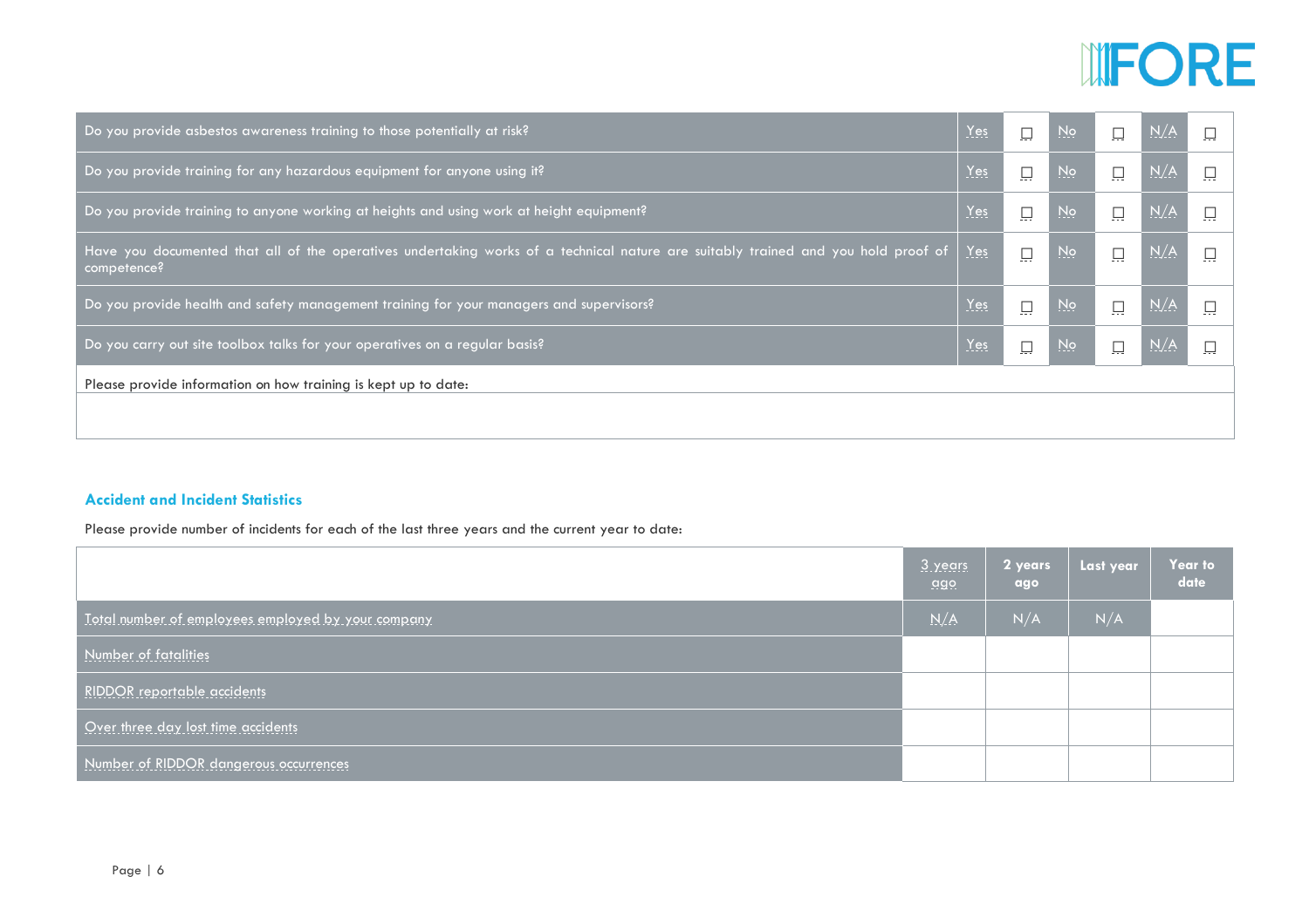| Question | Yes | | No | | N/A | |
|---|---|---|---|---|---|---|
| Do you provide asbestos awareness training to those potentially at risk? | Yes | ☐ | No | ☐ | N/A | ☐ |
| Do you provide training for any hazardous equipment for anyone using it? | Yes | ☐ | No | ☐ | N/A | ☐ |
| Do you provide training to anyone working at heights and using work at height equipment? | Yes | ☐ | No | ☐ | N/A | ☐ |
| Have you documented that all of the operatives undertaking works of a technical nature are suitably trained and you hold proof of competence? | Yes | ☐ | No | ☐ | N/A | ☐ |
| Do you provide health and safety management training for your managers and supervisors? | Yes | ☐ | No | ☐ | N/A | ☐ |
| Do you carry out site toolbox talks for your operatives on a regular basis? | Yes | ☐ | No | ☐ | N/A | ☐ |

Please provide information on how training is kept up to date:

## Accident and Incident Statistics

Please provide number of incidents for each of the last three years and the current year to date:

| | 3 years ago | 2 years ago | Last year | Year to date |
|---|---|---|---|---|
| Total number of employees employed by your company | N/A | N/A | N/A | |
| Number of fatalities | | | | |
| RIDDOR reportable accidents | | | | |
| Over three day lost time accidents | | | | |
| Number of RIDDOR dangerous occurrences | | | | |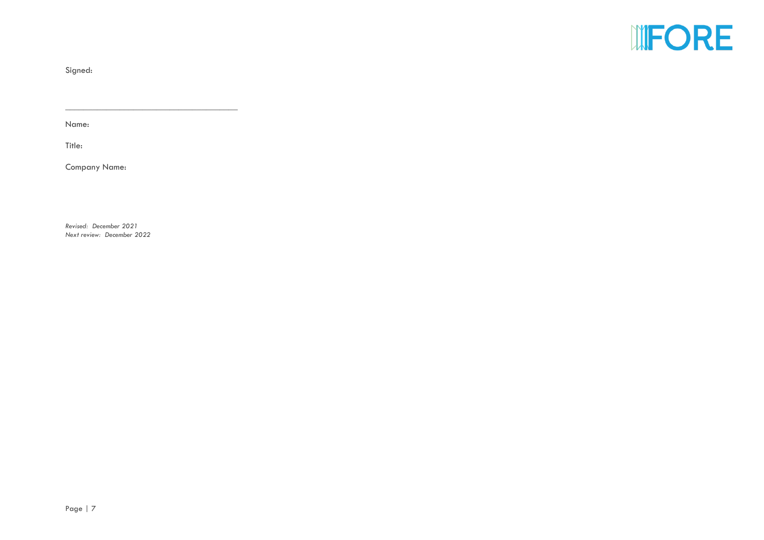Signed:

\_\_\_\_\_\_\_\_\_\_\_\_\_\_\_\_\_\_\_\_\_\_\_\_\_\_\_\_\_\_\_\_\_\_

Name:

Title:

Company Name:

*Revised: December 2021*
*Next review: December 2022*